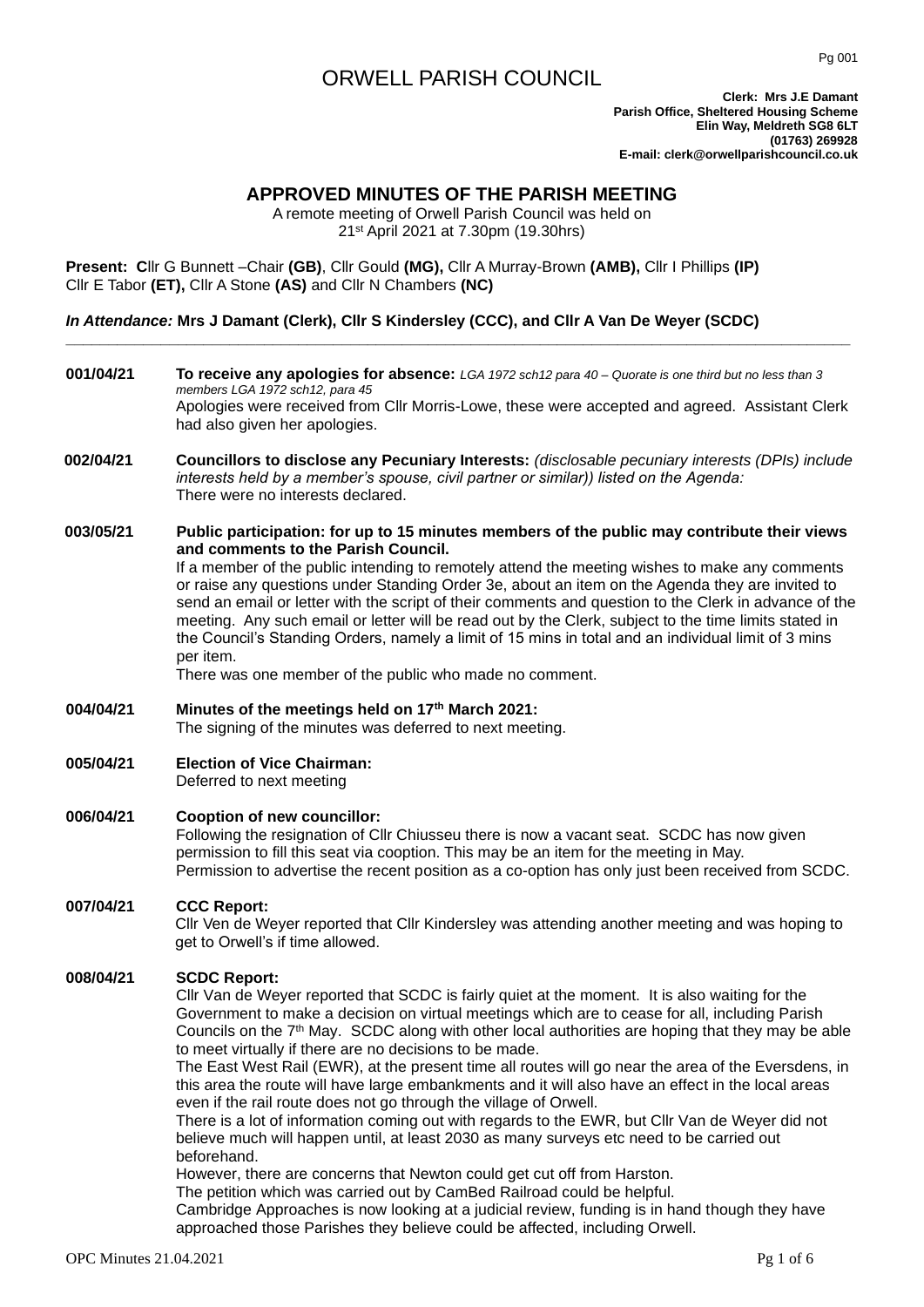# ORWELL PARISH COUNCIL

**Clerk: Mrs J.E Damant**
**Parish Office, Sheltered Housing Scheme**
**Elin Way, Meldreth SG8 6LT**
**(01763) 269928**
**E-mail: clerk@orwellparishcouncil.co.uk**

## APPROVED MINUTES OF THE PARISH MEETING

A remote meeting of Orwell Parish Council was held on
21st April 2021 at 7.30pm (19.30hrs)

**Present: C**llr G Bunnett –Chair **(GB)**, Cllr Gould **(MG),** Cllr A Murray-Brown **(AMB),** Cllr I Phillips **(IP)**
Cllr E Tabor **(ET),** Cllr A Stone **(AS)** and Cllr N Chambers **(NC)**

***In Attendance:*** **Mrs J Damant (Clerk), Cllr S Kindersley (CCC), and Cllr A Van De Weyer (SCDC)**

---

**001/04/21** **To receive any apologies for absence:** *LGA 1972 sch12 para 40 – Quorate is one third but no less than 3 members LGA 1972 sch12, para 45*
Apologies were received from Cllr Morris-Lowe, these were accepted and agreed. Assistant Clerk had also given her apologies.

**002/04/21** **Councillors to disclose any Pecuniary Interests:** *(disclosable pecuniary interests (DPIs) include interests held by a member's spouse, civil partner or similar)) listed on the Agenda:*
There were no interests declared.

**003/05/21** **Public participation: for up to 15 minutes members of the public may contribute their views and comments to the Parish Council.**
If a member of the public intending to remotely attend the meeting wishes to make any comments or raise any questions under Standing Order 3e, about an item on the Agenda they are invited to send an email or letter with the script of their comments and question to the Clerk in advance of the meeting. Any such email or letter will be read out by the Clerk, subject to the time limits stated in the Council's Standing Orders, namely a limit of 15 mins in total and an individual limit of 3 mins per item.
There was one member of the public who made no comment.

**004/04/21** **Minutes of the meetings held on 17th March 2021:**
The signing of the minutes was deferred to next meeting.

**005/04/21** **Election of Vice Chairman:**
Deferred to next meeting

**006/04/21** **Cooption of new councillor:**
Following the resignation of Cllr Chiusseu there is now a vacant seat. SCDC has now given permission to fill this seat via cooption. This may be an item for the meeting in May.
Permission to advertise the recent position as a co-option has only just been received from SCDC.

**007/04/21** **CCC Report:**
Cllr Ven de Weyer reported that Cllr Kindersley was attending another meeting and was hoping to get to Orwell's if time allowed.

**008/04/21** **SCDC Report:**
Cllr Van de Weyer reported that SCDC is fairly quiet at the moment. It is also waiting for the Government to make a decision on virtual meetings which are to cease for all, including Parish Councils on the 7th May. SCDC along with other local authorities are hoping that they may be able to meet virtually if there are no decisions to be made.
The East West Rail (EWR), at the present time all routes will go near the area of the Eversdens, in this area the route will have large embankments and it will also have an effect in the local areas even if the rail route does not go through the village of Orwell.
There is a lot of information coming out with regards to the EWR, but Cllr Van de Weyer did not believe much will happen until, at least 2030 as many surveys etc need to be carried out beforehand.
However, there are concerns that Newton could get cut off from Harston.
The petition which was carried out by CamBed Railroad could be helpful.
Cambridge Approaches is now looking at a judicial review, funding is in hand though they have approached those Parishes they believe could be affected, including Orwell.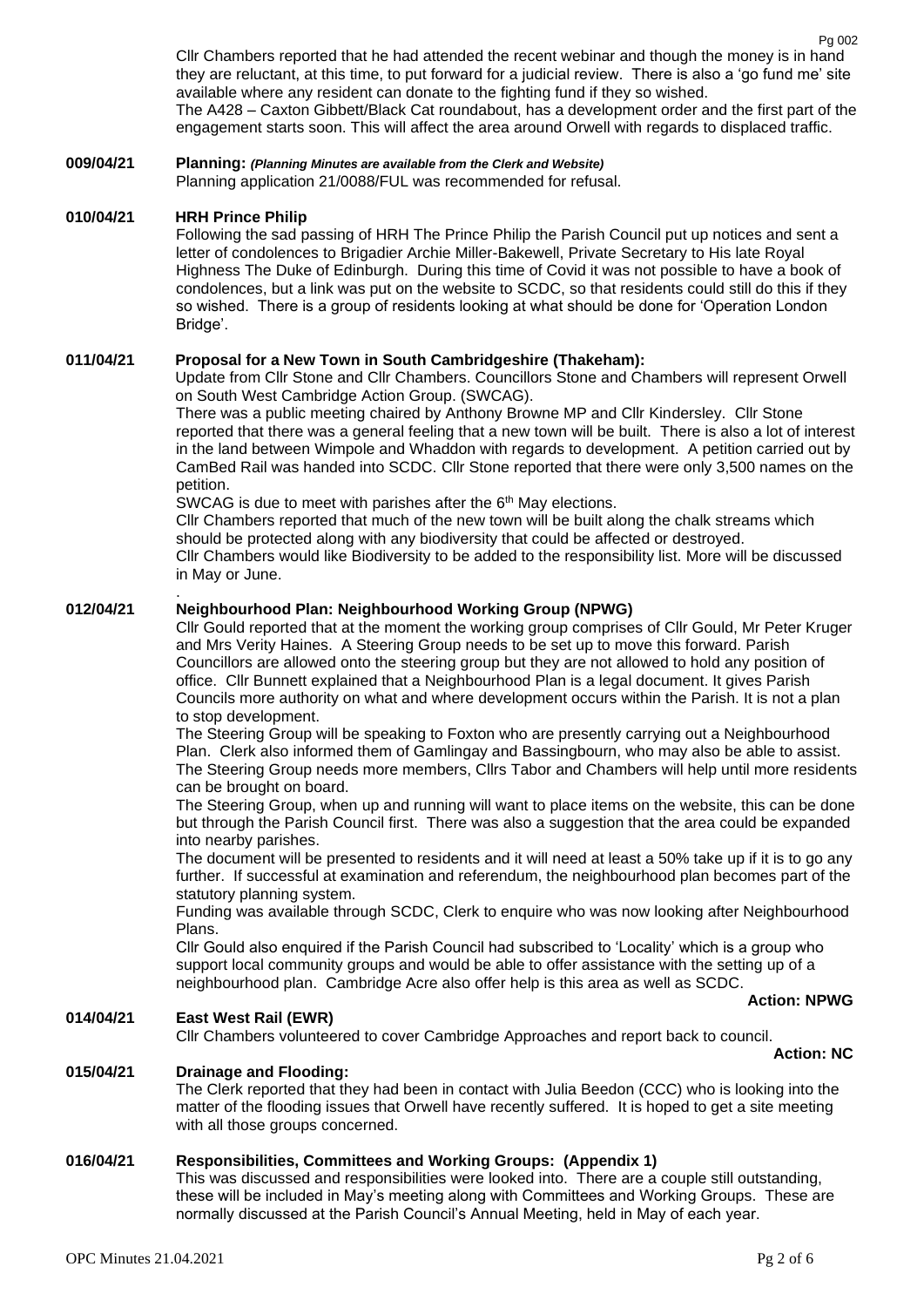Cllr Chambers reported that he had attended the recent webinar and though the money is in hand they are reluctant, at this time, to put forward for a judicial review. There is also a 'go fund me' site available where any resident can donate to the fighting fund if they so wished.

The A428 – Caxton Gibbett/Black Cat roundabout, has a development order and the first part of the engagement starts soon. This will affect the area around Orwell with regards to displaced traffic.

**009/04/21 Planning:** ***(Planning Minutes are available from the Clerk and Website)***

Planning application 21/0088/FUL was recommended for refusal.

**010/04/21 HRH Prince Philip**

Following the sad passing of HRH The Prince Philip the Parish Council put up notices and sent a letter of condolences to Brigadier Archie Miller-Bakewell, Private Secretary to His late Royal Highness The Duke of Edinburgh. During this time of Covid it was not possible to have a book of condolences, but a link was put on the website to SCDC, so that residents could still do this if they so wished. There is a group of residents looking at what should be done for 'Operation London Bridge'.

**011/04/21 Proposal for a New Town in South Cambridgeshire (Thakeham):**

Update from Cllr Stone and Cllr Chambers. Councillors Stone and Chambers will represent Orwell on South West Cambridge Action Group. (SWCAG).

There was a public meeting chaired by Anthony Browne MP and Cllr Kindersley. Cllr Stone reported that there was a general feeling that a new town will be built. There is also a lot of interest in the land between Wimpole and Whaddon with regards to development. A petition carried out by CamBed Rail was handed into SCDC. Cllr Stone reported that there were only 3,500 names on the petition.

SWCAG is due to meet with parishes after the 6th May elections.

Cllr Chambers reported that much of the new town will be built along the chalk streams which should be protected along with any biodiversity that could be affected or destroyed.

Cllr Chambers would like Biodiversity to be added to the responsibility list. More will be discussed in May or June.

**012/04/21 Neighbourhood Plan: Neighbourhood Working Group (NPWG)**

Cllr Gould reported that at the moment the working group comprises of Cllr Gould, Mr Peter Kruger and Mrs Verity Haines. A Steering Group needs to be set up to move this forward. Parish Councillors are allowed onto the steering group but they are not allowed to hold any position of office. Cllr Bunnett explained that a Neighbourhood Plan is a legal document. It gives Parish Councils more authority on what and where development occurs within the Parish. It is not a plan to stop development.

The Steering Group will be speaking to Foxton who are presently carrying out a Neighbourhood Plan. Clerk also informed them of Gamlingay and Bassingbourn, who may also be able to assist. The Steering Group needs more members, Cllrs Tabor and Chambers will help until more residents can be brought on board.

The Steering Group, when up and running will want to place items on the website, this can be done but through the Parish Council first. There was also a suggestion that the area could be expanded into nearby parishes.

The document will be presented to residents and it will need at least a 50% take up if it is to go any further. If successful at examination and referendum, the neighbourhood plan becomes part of the statutory planning system.

Funding was available through SCDC, Clerk to enquire who was now looking after Neighbourhood Plans.

Cllr Gould also enquired if the Parish Council had subscribed to 'Locality' which is a group who support local community groups and would be able to offer assistance with the setting up of a neighbourhood plan. Cambridge Acre also offer help is this area as well as SCDC.

**Action: NPWG**

**014/04/21 East West Rail (EWR)**

Cllr Chambers volunteered to cover Cambridge Approaches and report back to council.

**Action: NC**

**015/04/21 Drainage and Flooding:**

The Clerk reported that they had been in contact with Julia Beedon (CCC) who is looking into the matter of the flooding issues that Orwell have recently suffered. It is hoped to get a site meeting with all those groups concerned.

**016/04/21 Responsibilities, Committees and Working Groups: (Appendix 1)**

This was discussed and responsibilities were looked into. There are a couple still outstanding, these will be included in May's meeting along with Committees and Working Groups. These are normally discussed at the Parish Council's Annual Meeting, held in May of each year.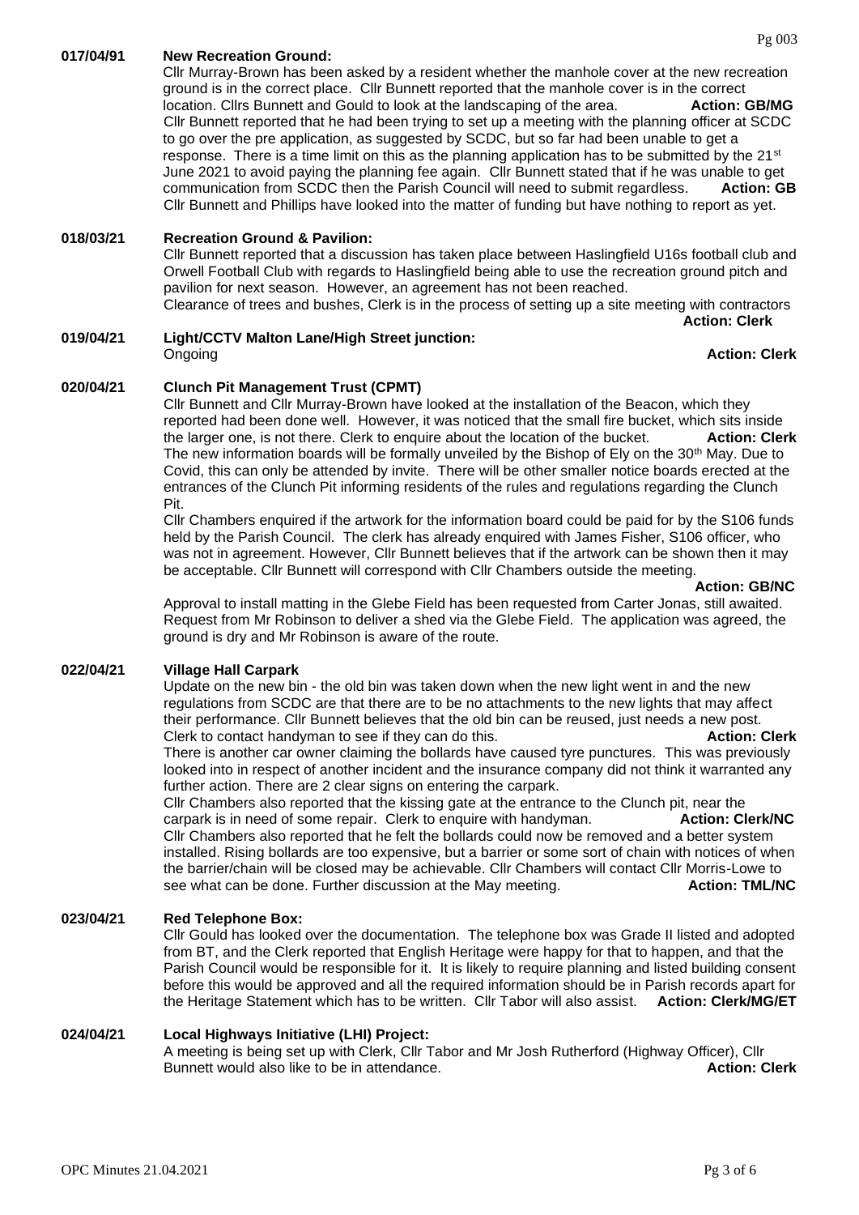**017/04/91 New Recreation Ground:**

Cllr Murray-Brown has been asked by a resident whether the manhole cover at the new recreation ground is in the correct place. Cllr Bunnett reported that the manhole cover is in the correct location. Cllrs Bunnett and Gould to look at the landscaping of the area. **Action: GB/MG**

Cllr Bunnett reported that he had been trying to set up a meeting with the planning officer at SCDC to go over the pre application, as suggested by SCDC, but so far had been unable to get a response. There is a time limit on this as the planning application has to be submitted by the 21st June 2021 to avoid paying the planning fee again. Cllr Bunnett stated that if he was unable to get communication from SCDC then the Parish Council will need to submit regardless. **Action: GB**

Cllr Bunnett and Phillips have looked into the matter of funding but have nothing to report as yet.

**018/03/21 Recreation Ground & Pavilion:**

Cllr Bunnett reported that a discussion has taken place between Haslingfield U16s football club and Orwell Football Club with regards to Haslingfield being able to use the recreation ground pitch and pavilion for next season. However, an agreement has not been reached.

Clearance of trees and bushes, Clerk is in the process of setting up a site meeting with contractors **Action: Clerk**

**019/04/21 Light/CCTV Malton Lane/High Street junction:**

Ongoing **Action: Clerk**

**020/04/21 Clunch Pit Management Trust (CPMT)**

Cllr Bunnett and Cllr Murray-Brown have looked at the installation of the Beacon, which they reported had been done well. However, it was noticed that the small fire bucket, which sits inside the larger one, is not there. Clerk to enquire about the location of the bucket. **Action: Clerk**

The new information boards will be formally unveiled by the Bishop of Ely on the 30th May. Due to Covid, this can only be attended by invite. There will be other smaller notice boards erected at the entrances of the Clunch Pit informing residents of the rules and regulations regarding the Clunch Pit.

Cllr Chambers enquired if the artwork for the information board could be paid for by the S106 funds held by the Parish Council. The clerk has already enquired with James Fisher, S106 officer, who was not in agreement. However, Cllr Bunnett believes that if the artwork can be shown then it may be acceptable. Cllr Bunnett will correspond with Cllr Chambers outside the meeting.

**Action: GB/NC**

Approval to install matting in the Glebe Field has been requested from Carter Jonas, still awaited. Request from Mr Robinson to deliver a shed via the Glebe Field. The application was agreed, the ground is dry and Mr Robinson is aware of the route.

**022/04/21 Village Hall Carpark**

Update on the new bin - the old bin was taken down when the new light went in and the new regulations from SCDC are that there are to be no attachments to the new lights that may affect their performance. Cllr Bunnett believes that the old bin can be reused, just needs a new post. Clerk to contact handyman to see if they can do this. **Action: Clerk**

There is another car owner claiming the bollards have caused tyre punctures. This was previously looked into in respect of another incident and the insurance company did not think it warranted any further action. There are 2 clear signs on entering the carpark.

Cllr Chambers also reported that the kissing gate at the entrance to the Clunch pit, near the carpark is in need of some repair. Clerk to enquire with handyman. **Action: Clerk/NC**

Cllr Chambers also reported that he felt the bollards could now be removed and a better system installed. Rising bollards are too expensive, but a barrier or some sort of chain with notices of when the barrier/chain will be closed may be achievable. Cllr Chambers will contact Cllr Morris-Lowe to see what can be done. Further discussion at the May meeting. **Action: TML/NC**

**023/04/21 Red Telephone Box:**

Cllr Gould has looked over the documentation. The telephone box was Grade II listed and adopted from BT, and the Clerk reported that English Heritage were happy for that to happen, and that the Parish Council would be responsible for it. It is likely to require planning and listed building consent before this would be approved and all the required information should be in Parish records apart for the Heritage Statement which has to be written. Cllr Tabor will also assist. **Action: Clerk/MG/ET**

**024/04/21 Local Highways Initiative (LHI) Project:**

A meeting is being set up with Clerk, Cllr Tabor and Mr Josh Rutherford (Highway Officer), Cllr Bunnett would also like to be in attendance. **Action: Clerk**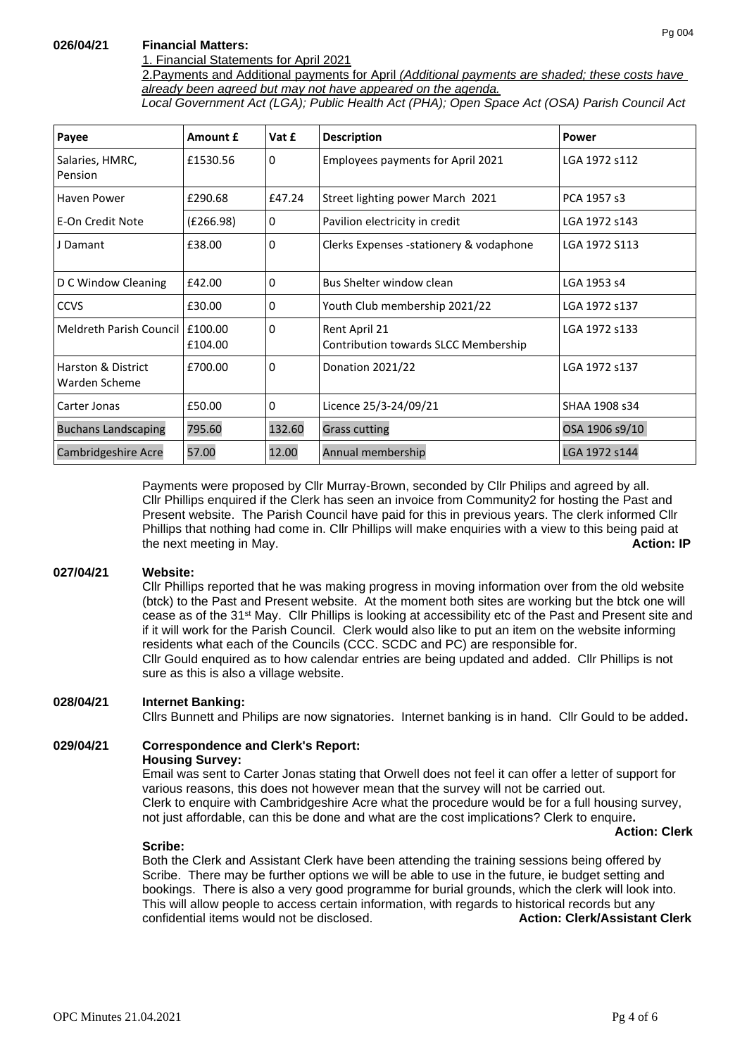**026/04/21 Financial Matters:**

1. Financial Statements for April 2021

2. Payments and Additional payments for April *(Additional payments are shaded; these costs have already been agreed but may not have appeared on the agenda.*

*Local Government Act (LGA); Public Health Act (PHA); Open Space Act (OSA) Parish Council Act*

| Payee | Amount £ | Vat £ | Description | Power |
|---|---|---|---|---|
| Salaries, HMRC, Pension | £1530.56 | 0 | Employees payments for April 2021 | LGA 1972 s112 |
| Haven Power | £290.68 | £47.24 | Street lighting power March 2021 | PCA 1957 s3 |
| E-On Credit Note | (£266.98) | 0 | Pavilion electricity in credit | LGA 1972 s143 |
| J Damant | £38.00 | 0 | Clerks Expenses -stationery & vodaphone | LGA 1972 S113 |
| D C Window Cleaning | £42.00 | 0 | Bus Shelter window clean | LGA 1953 s4 |
| CCVS | £30.00 | 0 | Youth Club membership 2021/22 | LGA 1972 s137 |
| Meldreth Parish Council | £100.00<br>£104.00 | 0 | Rent April 21<br>Contribution towards SLCC Membership | LGA 1972 s133 |
| Harston & District Warden Scheme | £700.00 | 0 | Donation 2021/22 | LGA 1972 s137 |
| Carter Jonas | £50.00 | 0 | Licence 25/3-24/09/21 | SHAA 1908 s34 |
| Buchans Landscaping | 795.60 | 132.60 | Grass cutting | OSA 1906 s9/10 |
| Cambridgeshire Acre | 57.00 | 12.00 | Annual membership | LGA 1972 s144 |

Payments were proposed by Cllr Murray-Brown, seconded by Cllr Philips and agreed by all. Cllr Phillips enquired if the Clerk has seen an invoice from Community2 for hosting the Past and Present website. The Parish Council have paid for this in previous years. The clerk informed Cllr Phillips that nothing had come in. Cllr Phillips will make enquiries with a view to this being paid at the next meeting in May. **Action: IP**

**027/04/21 Website:**

Cllr Phillips reported that he was making progress in moving information over from the old website (btck) to the Past and Present website. At the moment both sites are working but the btck one will cease as of the 31st May. Cllr Phillips is looking at accessibility etc of the Past and Present site and if it will work for the Parish Council. Clerk would also like to put an item on the website informing residents what each of the Councils (CCC. SCDC and PC) are responsible for.
Cllr Gould enquired as to how calendar entries are being updated and added. Cllr Phillips is not sure as this is also a village website.

**028/04/21 Internet Banking:**

Cllrs Bunnett and Philips are now signatories. Internet banking is in hand. Cllr Gould to be added**.**

**029/04/21 Correspondence and Clerk's Report:**

**Housing Survey:**

Email was sent to Carter Jonas stating that Orwell does not feel it can offer a letter of support for various reasons, this does not however mean that the survey will not be carried out.
Clerk to enquire with Cambridgeshire Acre what the procedure would be for a full housing survey, not just affordable, can this be done and what are the cost implications? Clerk to enquire**.**

**Action: Clerk**

**Scribe:**

Both the Clerk and Assistant Clerk have been attending the training sessions being offered by Scribe. There may be further options we will be able to use in the future, ie budget setting and bookings. There is also a very good programme for burial grounds, which the clerk will look into. This will allow people to access certain information, with regards to historical records but any confidential items would not be disclosed. **Action: Clerk/Assistant Clerk**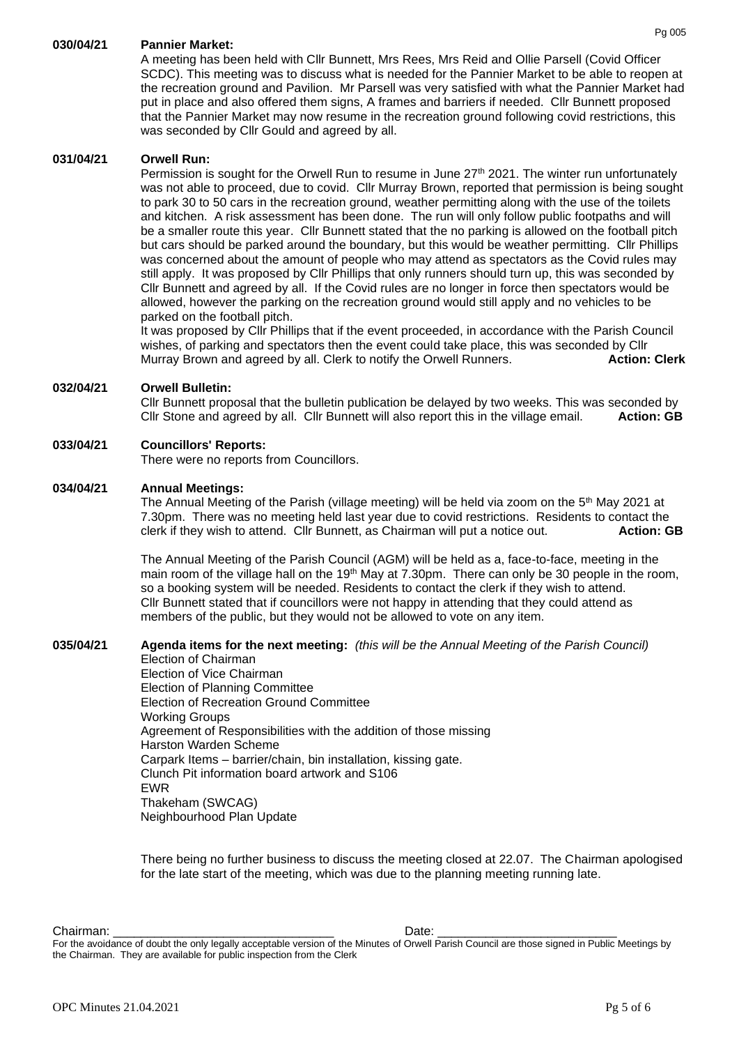**030/04/21 Pannier Market:**

A meeting has been held with Cllr Bunnett, Mrs Rees, Mrs Reid and Ollie Parsell (Covid Officer SCDC). This meeting was to discuss what is needed for the Pannier Market to be able to reopen at the recreation ground and Pavilion. Mr Parsell was very satisfied with what the Pannier Market had put in place and also offered them signs, A frames and barriers if needed. Cllr Bunnett proposed that the Pannier Market may now resume in the recreation ground following covid restrictions, this was seconded by Cllr Gould and agreed by all.

**031/04/21 Orwell Run:**

Permission is sought for the Orwell Run to resume in June 27th 2021. The winter run unfortunately was not able to proceed, due to covid. Cllr Murray Brown, reported that permission is being sought to park 30 to 50 cars in the recreation ground, weather permitting along with the use of the toilets and kitchen. A risk assessment has been done. The run will only follow public footpaths and will be a smaller route this year. Cllr Bunnett stated that the no parking is allowed on the football pitch but cars should be parked around the boundary, but this would be weather permitting. Cllr Phillips was concerned about the amount of people who may attend as spectators as the Covid rules may still apply. It was proposed by Cllr Phillips that only runners should turn up, this was seconded by Cllr Bunnett and agreed by all. If the Covid rules are no longer in force then spectators would be allowed, however the parking on the recreation ground would still apply and no vehicles to be parked on the football pitch.

It was proposed by Cllr Phillips that if the event proceeded, in accordance with the Parish Council wishes, of parking and spectators then the event could take place, this was seconded by Cllr Murray Brown and agreed by all. Clerk to notify the Orwell Runners. **Action: Clerk**

**032/04/21 Orwell Bulletin:**

Cllr Bunnett proposal that the bulletin publication be delayed by two weeks. This was seconded by Cllr Stone and agreed by all. Cllr Bunnett will also report this in the village email. **Action: GB**

**033/04/21 Councillors' Reports:**

There were no reports from Councillors.

**034/04/21 Annual Meetings:**

The Annual Meeting of the Parish (village meeting) will be held via zoom on the 5th May 2021 at 7.30pm. There was no meeting held last year due to covid restrictions. Residents to contact the clerk if they wish to attend. Cllr Bunnett, as Chairman will put a notice out. **Action: GB**

The Annual Meeting of the Parish Council (AGM) will be held as a, face-to-face, meeting in the main room of the village hall on the 19th May at 7.30pm. There can only be 30 people in the room, so a booking system will be needed. Residents to contact the clerk if they wish to attend. Cllr Bunnett stated that if councillors were not happy in attending that they could attend as members of the public, but they would not be allowed to vote on any item.

**035/04/21 Agenda items for the next meeting:** *(this will be the Annual Meeting of the Parish Council)*

Election of Chairman
Election of Vice Chairman
Election of Planning Committee
Election of Recreation Ground Committee
Working Groups
Agreement of Responsibilities with the addition of those missing
Harston Warden Scheme
Carpark Items – barrier/chain, bin installation, kissing gate.
Clunch Pit information board artwork and S106
EWR
Thakeham (SWCAG)
Neighbourhood Plan Update

There being no further business to discuss the meeting closed at 22.07. The Chairman apologised for the late start of the meeting, which was due to the planning meeting running late.

Chairman: ______________________________ Date: ________________________

For the avoidance of doubt the only legally acceptable version of the Minutes of Orwell Parish Council are those signed in Public Meetings by the Chairman. They are available for public inspection from the Clerk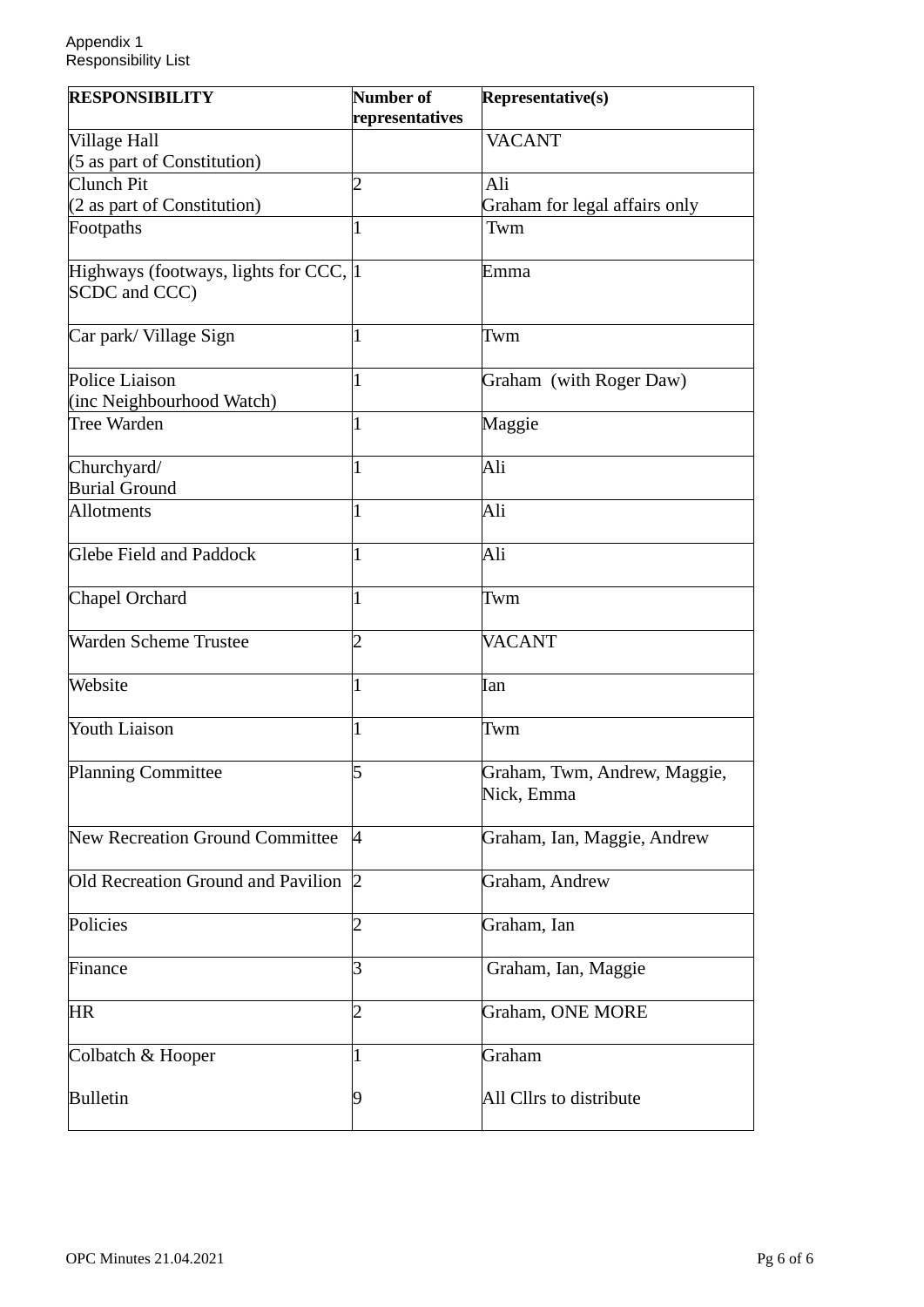Appendix 1
Responsibility List

| RESPONSIBILITY | Number of representatives | Representative(s) |
|---|---|---|
| Village Hall<br>(5 as part of Constitution) | | VACANT |
| Clunch Pit<br>(2 as part of Constitution) | 2 | Ali<br>Graham for legal affairs only |
| Footpaths | 1 | Twm |
| Highways (footways, lights for CCC, SCDC and CCC) | 1 | Emma |
| Car park/ Village Sign | 1 | Twm |
| Police Liaison<br>(inc Neighbourhood Watch) | 1 | Graham (with Roger Daw) |
| Tree Warden | 1 | Maggie |
| Churchyard/<br>Burial Ground | 1 | Ali |
| Allotments | 1 | Ali |
| Glebe Field and Paddock | 1 | Ali |
| Chapel Orchard | 1 | Twm |
| Warden Scheme Trustee | 2 | VACANT |
| Website | 1 | Ian |
| Youth Liaison | 1 | Twm |
| Planning Committee | 5 | Graham, Twm, Andrew, Maggie, Nick, Emma |
| New Recreation Ground Committee | 4 | Graham, Ian, Maggie, Andrew |
| Old Recreation Ground and Pavilion | 2 | Graham, Andrew |
| Policies | 2 | Graham, Ian |
| Finance | 3 | Graham, Ian, Maggie |
| HR | 2 | Graham, ONE MORE |
| Colbatch & Hooper<br><br>Bulletin | 1<br><br>9 | Graham<br><br>All Cllrs to distribute |

OPC Minutes 21.04.2021